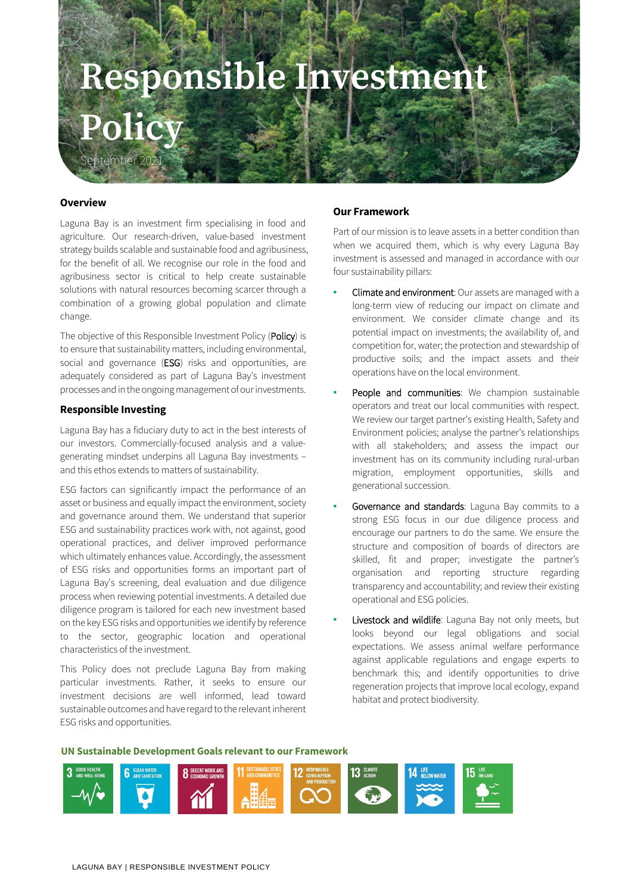# Responsible Investment Policy

September 2021

## Overview

Laguna Bay is an investment firm specialising in food and agriculture. Our research-driven, value-based investment strategy builds scalable and sustainable food and agribusiness, for the benefit of all. We recognise our role in the food and agribusiness sector is critical to help create sustainable solutions with natural resources becoming scarcer through a combination of a growing global population and climate change.

The objective of this Responsible Investment Policy (**Policy**) is to ensure that sustainability matters, including environmental, social and governance (**ESG**) risks and opportunities, are adequately considered as part of Laguna Bay's investment processes and in the ongoing management of our investments.

## Responsible Investing

Laguna Bay has a fiduciary duty to act in the best interests of our investors. Commercially-focused analysis and a value-generating mindset underpins all Laguna Bay investments – and this ethos extends to matters of sustainability.

ESG factors can significantly impact the performance of an asset or business and equally impact the environment, society and governance around them. We understand that superior ESG and sustainability practices work with, not against, good operational practices, and deliver improved performance which ultimately enhances value. Accordingly, the assessment of ESG risks and opportunities forms an important part of Laguna Bay's screening, deal evaluation and due diligence process when reviewing potential investments. A detailed due diligence program is tailored for each new investment based on the key ESG risks and opportunities we identify by reference to the sector, geographic location and operational characteristics of the investment.

This Policy does not preclude Laguna Bay from making particular investments. Rather, it seeks to ensure our investment decisions are well informed, lead toward sustainable outcomes and have regard to the relevant inherent ESG risks and opportunities.

## Our Framework

Part of our mission is to leave assets in a better condition than when we acquired them, which is why every Laguna Bay investment is assessed and managed in accordance with our four sustainability pillars:

- Climate and environment: Our assets are managed with a long-term view of reducing our impact on climate and environment. We consider climate change and its potential impact on investments; the availability of, and competition for, water; the protection and stewardship of productive soils; and the impact assets and their operations have on the local environment.
- People and communities: We champion sustainable operators and treat our local communities with respect. We review our target partner's existing Health, Safety and Environment policies; analyse the partner's relationships with all stakeholders; and assess the impact our investment has on its community including rural-urban migration, employment opportunities, skills and generational succession.
- Governance and standards: Laguna Bay commits to a strong ESG focus in our due diligence process and encourage our partners to do the same. We ensure the structure and composition of boards of directors are skilled, fit and proper; investigate the partner's organisation and reporting structure regarding transparency and accountability; and review their existing operational and ESG policies.
- Livestock and wildlife: Laguna Bay not only meets, but looks beyond our legal obligations and social expectations. We assess animal welfare performance against applicable regulations and engage experts to benchmark this; and identify opportunities to drive regeneration projects that improve local ecology, expand habitat and protect biodiversity.

### UN Sustainable Development Goals relevant to our Framework

3 GOOD HEALTH AND WELL-BEING
6 CLEAN WATER AND SANITATION
8 DECENT WORK AND ECONOMIC GROWTH
11 SUSTAINABLE CITIES AND COMMUNITIES
12 RESPONSIBLE CONSUMPTION AND PRODUCTION
13 CLIMATE ACTION
14 LIFE BELOW WATER
15 LIFE ON LAND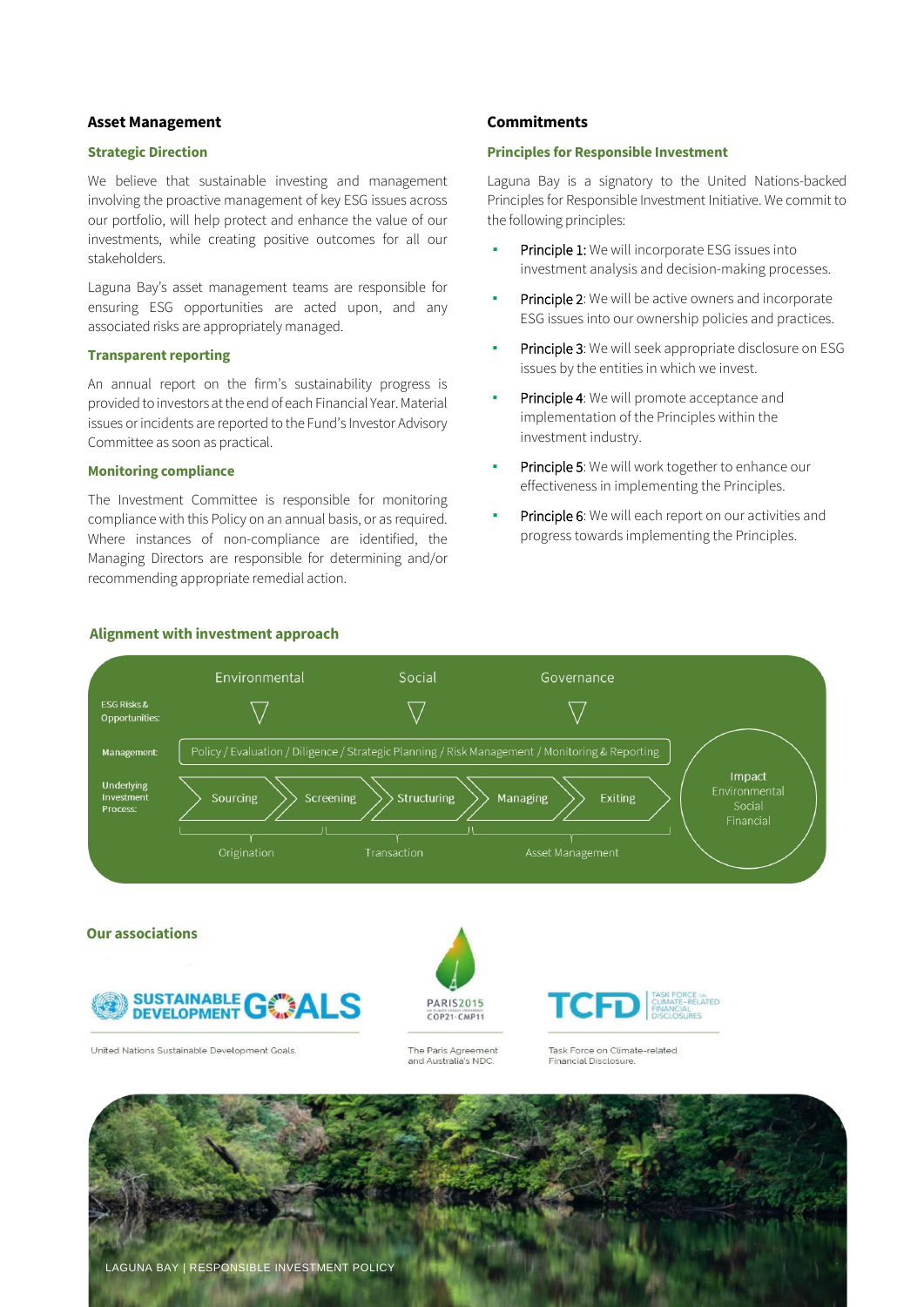## Asset Management

### Strategic Direction

We believe that sustainable investing and management involving the proactive management of key ESG issues across our portfolio, will help protect and enhance the value of our investments, while creating positive outcomes for all our stakeholders.

Laguna Bay's asset management teams are responsible for ensuring ESG opportunities are acted upon, and any associated risks are appropriately managed.

### Transparent reporting

An annual report on the firm's sustainability progress is provided to investors at the end of each Financial Year. Material issues or incidents are reported to the Fund's Investor Advisory Committee as soon as practical.

### Monitoring compliance

The Investment Committee is responsible for monitoring compliance with this Policy on an annual basis, or as required. Where instances of non-compliance are identified, the Managing Directors are responsible for determining and/or recommending appropriate remedial action.

## Commitments

### Principles for Responsible Investment

Laguna Bay is a signatory to the United Nations-backed Principles for Responsible Investment Initiative. We commit to the following principles:

- Principle 1: We will incorporate ESG issues into investment analysis and decision-making processes.
- Principle 2: We will be active owners and incorporate ESG issues into our ownership policies and practices.
- Principle 3: We will seek appropriate disclosure on ESG issues by the entities in which we invest.
- Principle 4: We will promote acceptance and implementation of the Principles within the investment industry.
- Principle 5: We will work together to enhance our effectiveness in implementing the Principles.
- Principle 6: We will each report on our activities and progress towards implementing the Principles.

### Alignment with investment approach

ESG Risks & Opportunities: Environmental, Social, Governance

Management: Policy / Evaluation / Diligence / Strategic Planning / Risk Management / Monitoring & Reporting

Underlying Investment Process: Sourcing, Screening, Structuring, Managing, Exiting

Origination, Transaction, Asset Management

Impact: Environmental, Social, Financial

### Our associations

United Nations Sustainable Development Goals.

The Paris Agreement and Australia's NDC.

Task Force on Climate-related Financial Disclosure.